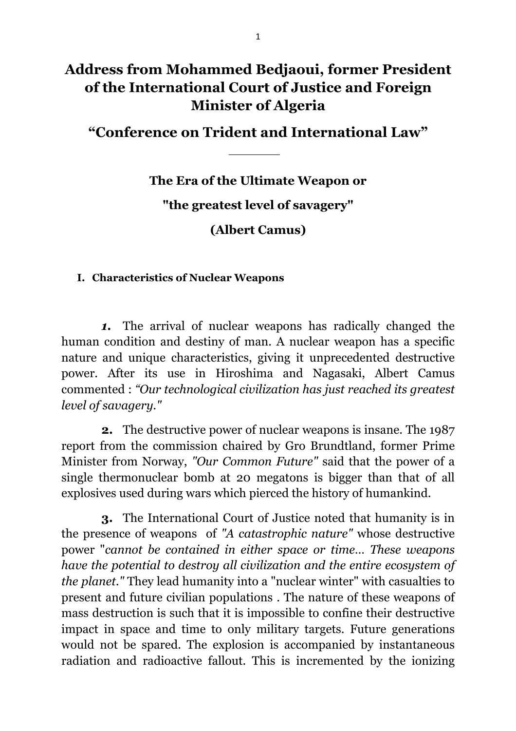# Address from Mohammed Bedjaoui, former President of the International Court of Justice and Foreign Minister of Algeria

## "Conference on Trident and International Law"

---

### The Era of the Ultimate Weapon or

### "the greatest level of savagery"

### (Albert Camus)

#### I. Characteristics of Nuclear Weapons

***1.*** The arrival of nuclear weapons has radically changed the human condition and destiny of man. A nuclear weapon has a specific nature and unique characteristics, giving it unprecedented destructive power. After its use in Hiroshima and Nagasaki, Albert Camus commented : *"Our technological civilization has just reached its greatest level of savagery."*

**2.** The destructive power of nuclear weapons is insane. The 1987 report from the commission chaired by Gro Brundtland, former Prime Minister from Norway, *"Our Common Future"* said that the power of a single thermonuclear bomb at 20 megatons is bigger than that of all explosives used during wars which pierced the history of humankind.

**3.** The International Court of Justice noted that humanity is in the presence of weapons of *"A catastrophic nature"* whose destructive power "*cannot be contained in either space or time... These weapons have the potential to destroy all civilization and the entire ecosystem of the planet."* They lead humanity into a "nuclear winter" with casualties to present and future civilian populations . The nature of these weapons of mass destruction is such that it is impossible to confine their destructive impact in space and time to only military targets. Future generations would not be spared. The explosion is accompanied by instantaneous radiation and radioactive fallout. This is incremented by the ionizing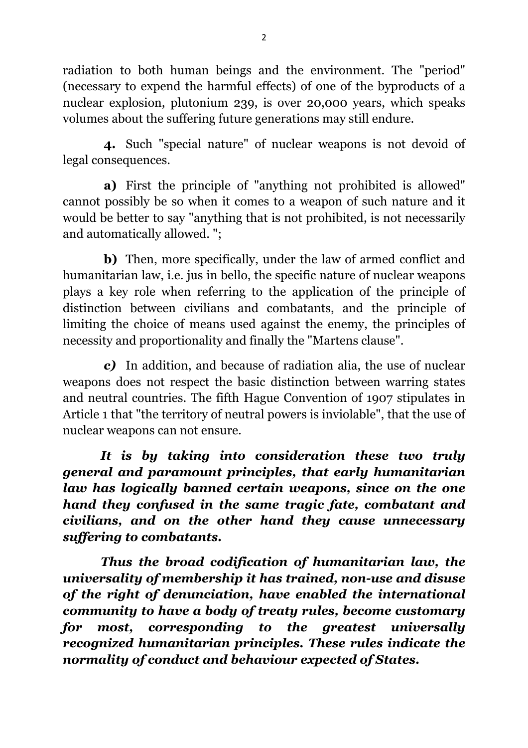radiation to both human beings and the environment. The "period" (necessary to expend the harmful effects) of one of the byproducts of a nuclear explosion, plutonium 239, is over 20,000 years, which speaks volumes about the suffering future generations may still endure.

**4.** Such "special nature" of nuclear weapons is not devoid of legal consequences.

**a)** First the principle of "anything not prohibited is allowed" cannot possibly be so when it comes to a weapon of such nature and it would be better to say "anything that is not prohibited, is not necessarily and automatically allowed. ";

**b)** Then, more specifically, under the law of armed conflict and humanitarian law, i.e. jus in bello, the specific nature of nuclear weapons plays a key role when referring to the application of the principle of distinction between civilians and combatants, and the principle of limiting the choice of means used against the enemy, the principles of necessity and proportionality and finally the "Martens clause".

***c)*** In addition, and because of radiation alia, the use of nuclear weapons does not respect the basic distinction between warring states and neutral countries. The fifth Hague Convention of 1907 stipulates in Article 1 that "the territory of neutral powers is inviolable", that the use of nuclear weapons can not ensure.

***It is by taking into consideration these two truly general and paramount principles, that early humanitarian law has logically banned certain weapons, since on the one hand they confused in the same tragic fate, combatant and civilians, and on the other hand they cause unnecessary suffering to combatants.***

***Thus the broad codification of humanitarian law, the universality of membership it has trained, non-use and disuse of the right of denunciation, have enabled the international community to have a body of treaty rules, become customary for most, corresponding to the greatest universally recognized humanitarian principles. These rules indicate the normality of conduct and behaviour expected of States.***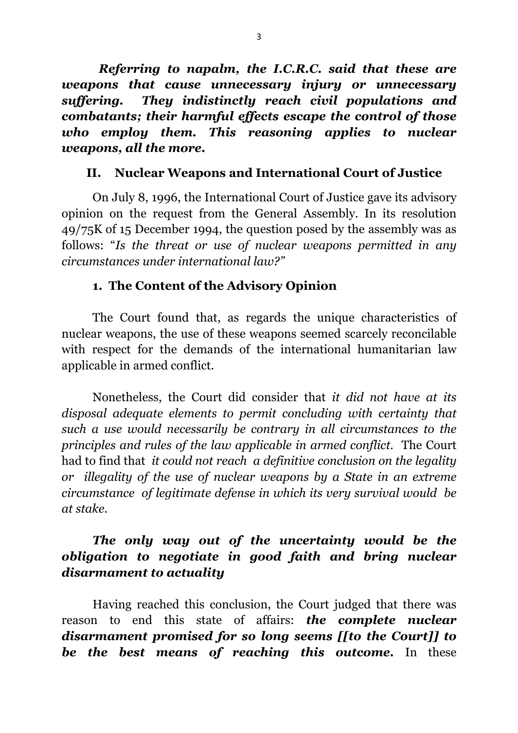***Referring to napalm, the I.C.R.C. said that these are weapons that cause unnecessary injury or unnecessary suffering. They indistinctly reach civil populations and combatants; their harmful effects escape the control of those who employ them. This reasoning applies to nuclear weapons, all the more.***

## II. Nuclear Weapons and International Court of Justice

On July 8, 1996, the International Court of Justice gave its advisory opinion on the request from the General Assembly. In its resolution 49/75K of 15 December 1994, the question posed by the assembly was as follows: "*Is the threat or use of nuclear weapons permitted in any circumstances under international law?"*

### 1. The Content of the Advisory Opinion

The Court found that, as regards the unique characteristics of nuclear weapons, the use of these weapons seemed scarcely reconcilable with respect for the demands of the international humanitarian law applicable in armed conflict.

Nonetheless, the Court did consider that *it did not have at its disposal adequate elements to permit concluding with certainty that such a use would necessarily be contrary in all circumstances to the principles and rules of the law applicable in armed conflict.* The Court had to find that *it could not reach a definitive conclusion on the legality or illegality of the use of nuclear weapons by a State in an extreme circumstance of legitimate defense in which its very survival would be at stake.*

***The only way out of the uncertainty would be the obligation to negotiate in good faith and bring nuclear disarmament to actuality***

Having reached this conclusion, the Court judged that there was reason to end this state of affairs: ***the complete nuclear disarmament promised for so long seems [[to the Court]] to be the best means of reaching this outcome.*** In these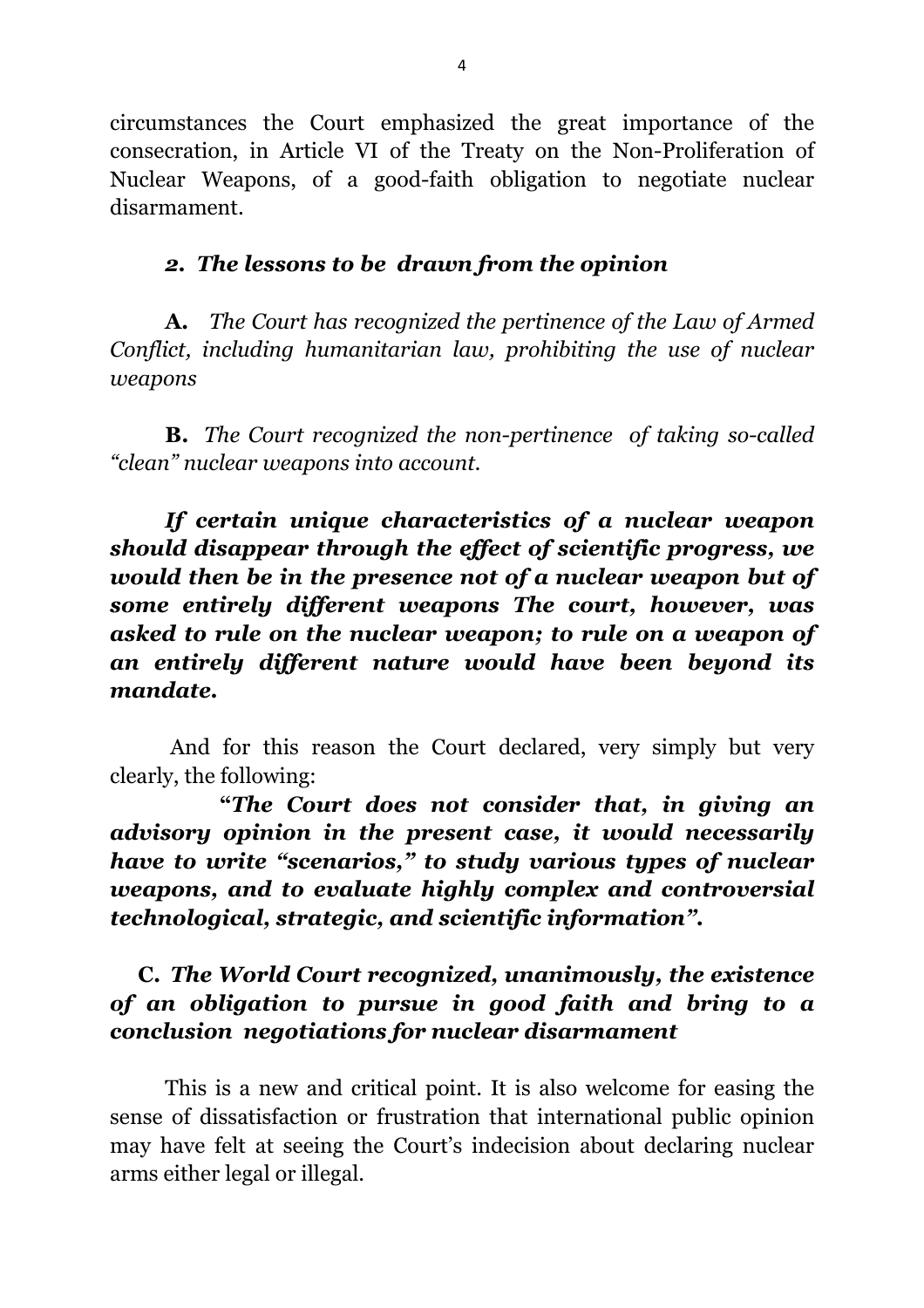circumstances the Court emphasized the great importance of the consecration, in Article VI of the Treaty on the Non-Proliferation of Nuclear Weapons, of a good-faith obligation to negotiate nuclear disarmament.

### *2. The lessons to be drawn from the opinion*

**A.** *The Court has recognized the pertinence of the Law of Armed Conflict, including humanitarian law, prohibiting the use of nuclear weapons*

**B.** *The Court recognized the non-pertinence of taking so-called "clean" nuclear weapons into account.*

***If certain unique characteristics of a nuclear weapon should disappear through the effect of scientific progress, we would then be in the presence not of a nuclear weapon but of some entirely different weapons The court, however, was asked to rule on the nuclear weapon; to rule on a weapon of an entirely different nature would have been beyond its mandate.***

And for this reason the Court declared, very simply but very clearly, the following:

***"The Court does not consider that, in giving an advisory opinion in the present case, it would necessarily have to write "scenarios," to study various types of nuclear weapons, and to evaluate highly complex and controversial technological, strategic, and scientific information".***

**C.** ***The World Court recognized, unanimously, the existence of an obligation to pursue in good faith and bring to a conclusion negotiations for nuclear disarmament***

This is a new and critical point. It is also welcome for easing the sense of dissatisfaction or frustration that international public opinion may have felt at seeing the Court's indecision about declaring nuclear arms either legal or illegal.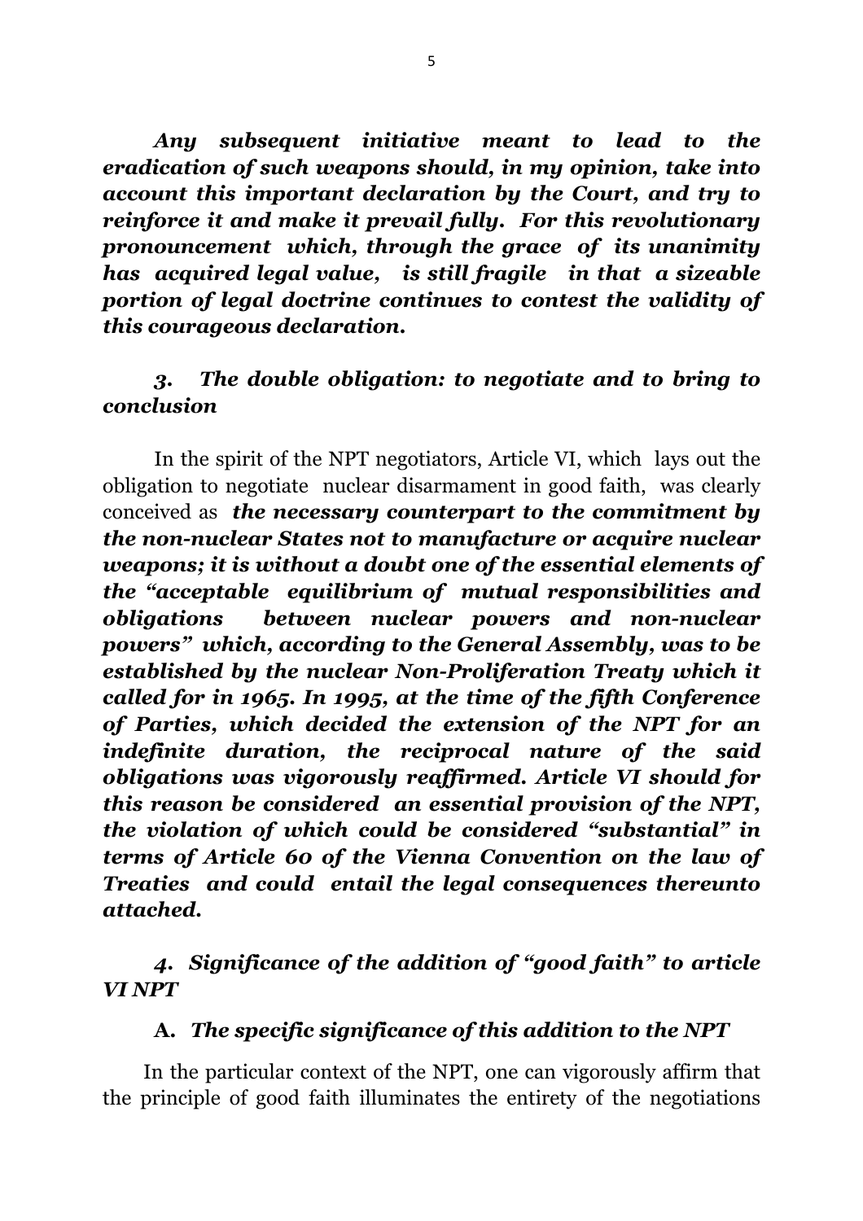***Any subsequent initiative meant to lead to the eradication of such weapons should, in my opinion, take into account this important declaration by the Court, and try to reinforce it and make it prevail fully. For this revolutionary pronouncement which, through the grace of its unanimity has acquired legal value, is still fragile in that a sizeable portion of legal doctrine continues to contest the validity of this courageous declaration.***

### *3. The double obligation: to negotiate and to bring to conclusion*

In the spirit of the NPT negotiators, Article VI, which lays out the obligation to negotiate nuclear disarmament in good faith, was clearly conceived as ***the necessary counterpart to the commitment by the non-nuclear States not to manufacture or acquire nuclear weapons; it is without a doubt one of the essential elements of the "acceptable equilibrium of mutual responsibilities and obligations between nuclear powers and non-nuclear powers" which, according to the General Assembly, was to be established by the nuclear Non-Proliferation Treaty which it called for in 1965. In 1995, at the time of the fifth Conference of Parties, which decided the extension of the NPT for an indefinite duration, the reciprocal nature of the said obligations was vigorously reaffirmed. Article VI should for this reason be considered an essential provision of the NPT, the violation of which could be considered "substantial" in terms of Article 60 of the Vienna Convention on the law of Treaties and could entail the legal consequences thereunto attached.***

### *4. Significance of the addition of "good faith" to article VI NPT*

#### A. *The specific significance of this addition to the NPT*

In the particular context of the NPT, one can vigorously affirm that the principle of good faith illuminates the entirety of the negotiations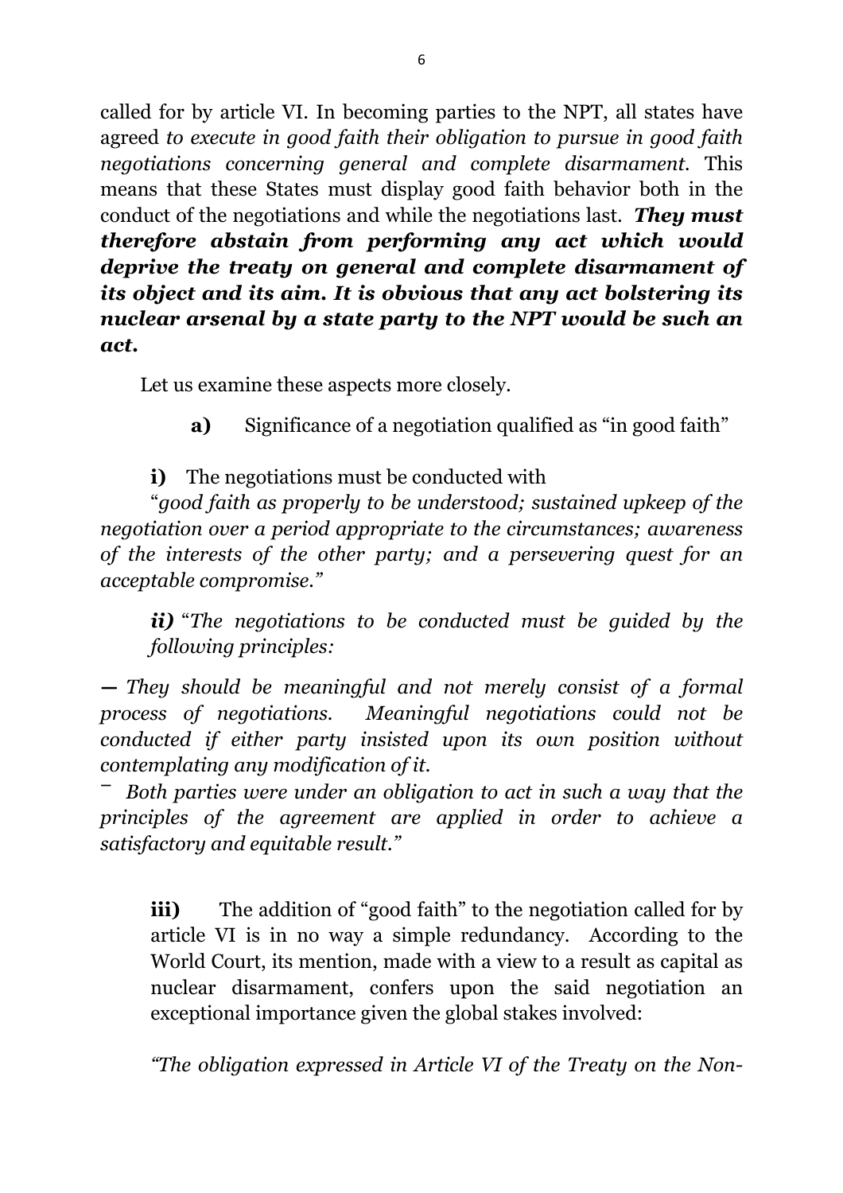called for by article VI. In becoming parties to the NPT, all states have agreed *to execute in good faith their obligation to pursue in good faith negotiations concerning general and complete disarmament.* This means that these States must display good faith behavior both in the conduct of the negotiations and while the negotiations last. ***They must therefore abstain from performing any act which would deprive the treaty on general and complete disarmament of its object and its aim. It is obvious that any act bolstering its nuclear arsenal by a state party to the NPT would be such an act.***

Let us examine these aspects more closely.

**a)** Significance of a negotiation qualified as "in good faith"

**i)** The negotiations must be conducted with

"*good faith as properly to be understood; sustained upkeep of the negotiation over a period appropriate to the circumstances; awareness of the interests of the other party; and a persevering quest for an acceptable compromise.*"

***ii)*** "*The negotiations to be conducted must be guided by the following principles:*

*— They should be meaningful and not merely consist of a formal process of negotiations. Meaningful negotiations could not be conducted if either party insisted upon its own position without contemplating any modification of it.*

*‾ Both parties were under an obligation to act in such a way that the principles of the agreement are applied in order to achieve a satisfactory and equitable result.*"

**iii)** The addition of "good faith" to the negotiation called for by article VI is in no way a simple redundancy. According to the World Court, its mention, made with a view to a result as capital as nuclear disarmament, confers upon the said negotiation an exceptional importance given the global stakes involved:

*"The obligation expressed in Article VI of the Treaty on the Non-*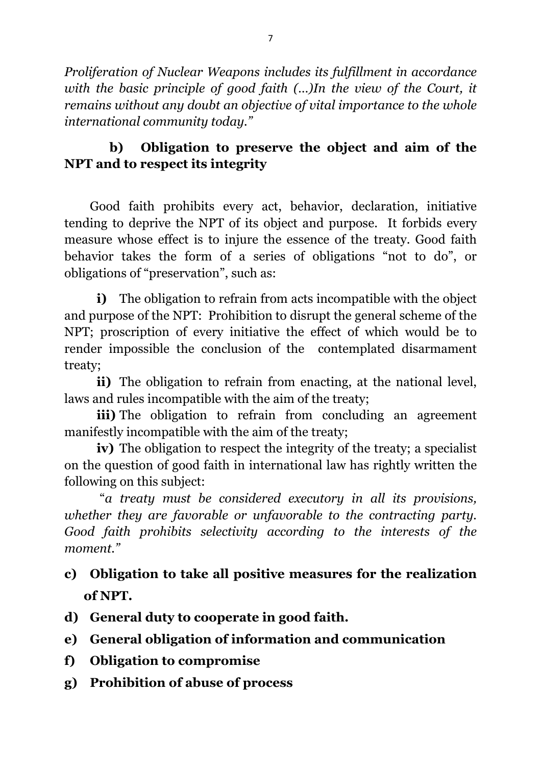*Proliferation of Nuclear Weapons includes its fulfillment in accordance with the basic principle of good faith (...)In the view of the Court, it remains without any doubt an objective of vital importance to the whole international community today."*

**b) Obligation to preserve the object and aim of the NPT and to respect its integrity**

Good faith prohibits every act, behavior, declaration, initiative tending to deprive the NPT of its object and purpose. It forbids every measure whose effect is to injure the essence of the treaty. Good faith behavior takes the form of a series of obligations "not to do", or obligations of "preservation", such as:

**i)** The obligation to refrain from acts incompatible with the object and purpose of the NPT: Prohibition to disrupt the general scheme of the NPT; proscription of every initiative the effect of which would be to render impossible the conclusion of the contemplated disarmament treaty;

**ii)** The obligation to refrain from enacting, at the national level, laws and rules incompatible with the aim of the treaty;

**iii)** The obligation to refrain from concluding an agreement manifestly incompatible with the aim of the treaty;

**iv)** The obligation to respect the integrity of the treaty; a specialist on the question of good faith in international law has rightly written the following on this subject:

"*a treaty must be considered executory in all its provisions, whether they are favorable or unfavorable to the contracting party. Good faith prohibits selectivity according to the interests of the moment."*

**c) Obligation to take all positive measures for the realization of NPT.**

**d) General duty to cooperate in good faith.**

**e) General obligation of information and communication**

**f) Obligation to compromise**

**g) Prohibition of abuse of process**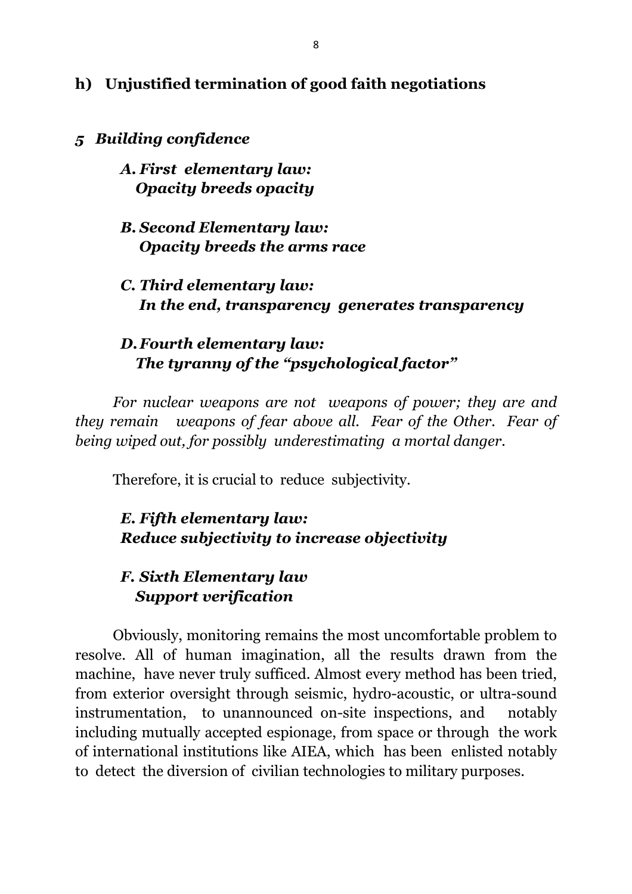### h) Unjustified termination of good faith negotiations

### *5 Building confidence*

#### *A. First elementary law: Opacity breeds opacity*

#### *B. Second Elementary law: Opacity breeds the arms race*

#### *C. Third elementary law: In the end, transparency generates transparency*

#### *D. Fourth elementary law: The tyranny of the "psychological factor"*

*For nuclear weapons are not weapons of power; they are and they remain weapons of fear above all. Fear of the Other. Fear of being wiped out, for possibly underestimating a mortal danger.*

Therefore, it is crucial to reduce subjectivity.

#### *E. Fifth elementary law: Reduce subjectivity to increase objectivity*

#### *F. Sixth Elementary law Support verification*

Obviously, monitoring remains the most uncomfortable problem to resolve. All of human imagination, all the results drawn from the machine, have never truly sufficed. Almost every method has been tried, from exterior oversight through seismic, hydro-acoustic, or ultra-sound instrumentation, to unannounced on-site inspections, and notably including mutually accepted espionage, from space or through the work of international institutions like AIEA, which has been enlisted notably to detect the diversion of civilian technologies to military purposes.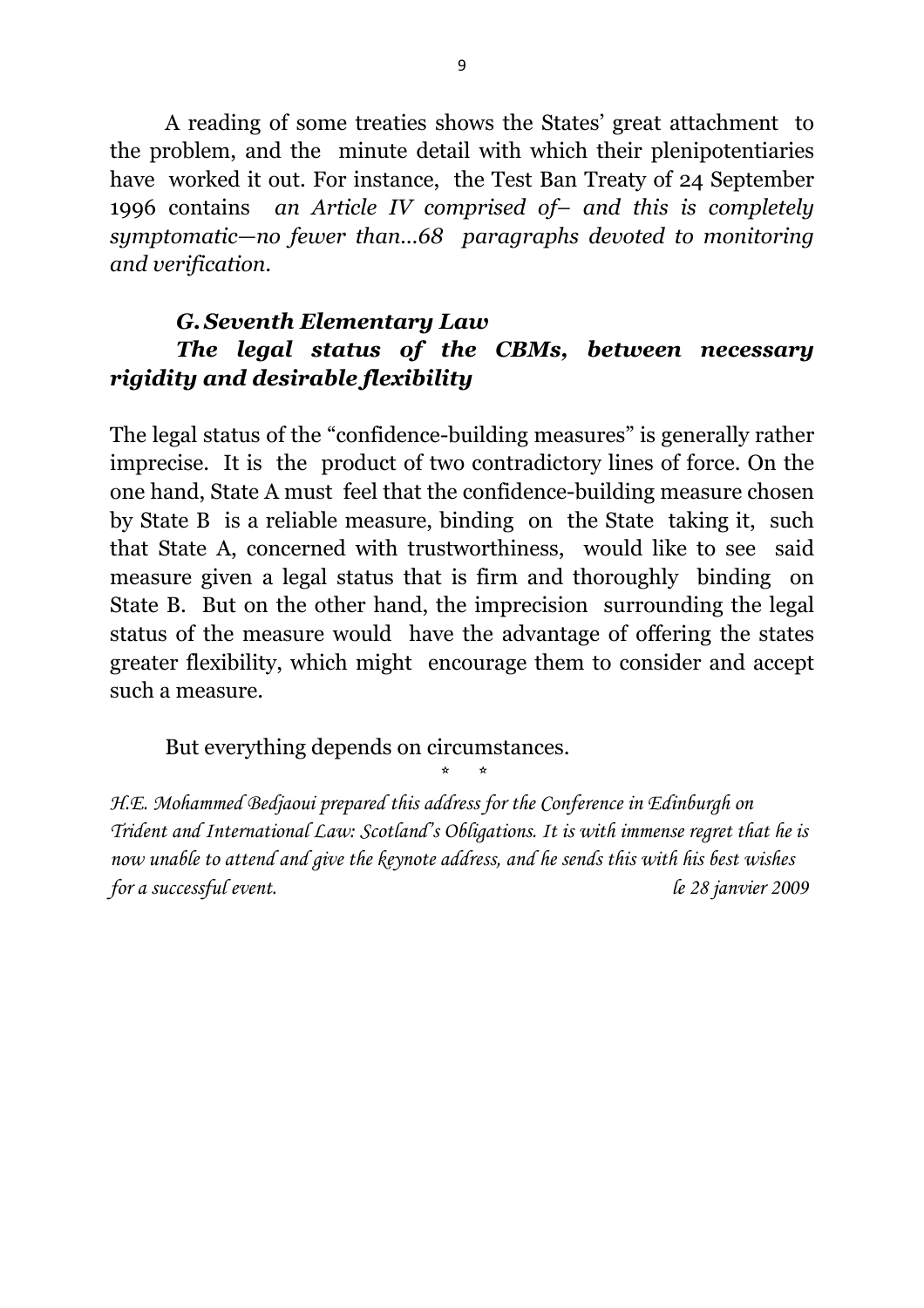A reading of some treaties shows the States' great attachment to the problem, and the minute detail with which their plenipotentiaries have worked it out. For instance, the Test Ban Treaty of 24 September 1996 contains *an Article IV comprised of– and this is completely symptomatic—no fewer than…68 paragraphs devoted to monitoring and verification.*

### *G. Seventh Elementary Law*
### *The legal status of the CBMs, between necessary rigidity and desirable flexibility*

The legal status of the "confidence-building measures" is generally rather imprecise. It is the product of two contradictory lines of force. On the one hand, State A must feel that the confidence-building measure chosen by State B is a reliable measure, binding on the State taking it, such that State A, concerned with trustworthiness, would like to see said measure given a legal status that is firm and thoroughly binding on State B. But on the other hand, the imprecision surrounding the legal status of the measure would have the advantage of offering the states greater flexibility, which might encourage them to consider and accept such a measure.

But everything depends on circumstances.

\* \*

*H.E. Mohammed Bedjaoui prepared this address for the Conference in Edinburgh on Trident and International Law: Scotland's Obligations. It is with immense regret that he is now unable to attend and give the keynote address, and he sends this with his best wishes for a successful event.* *le 28 janvier 2009*